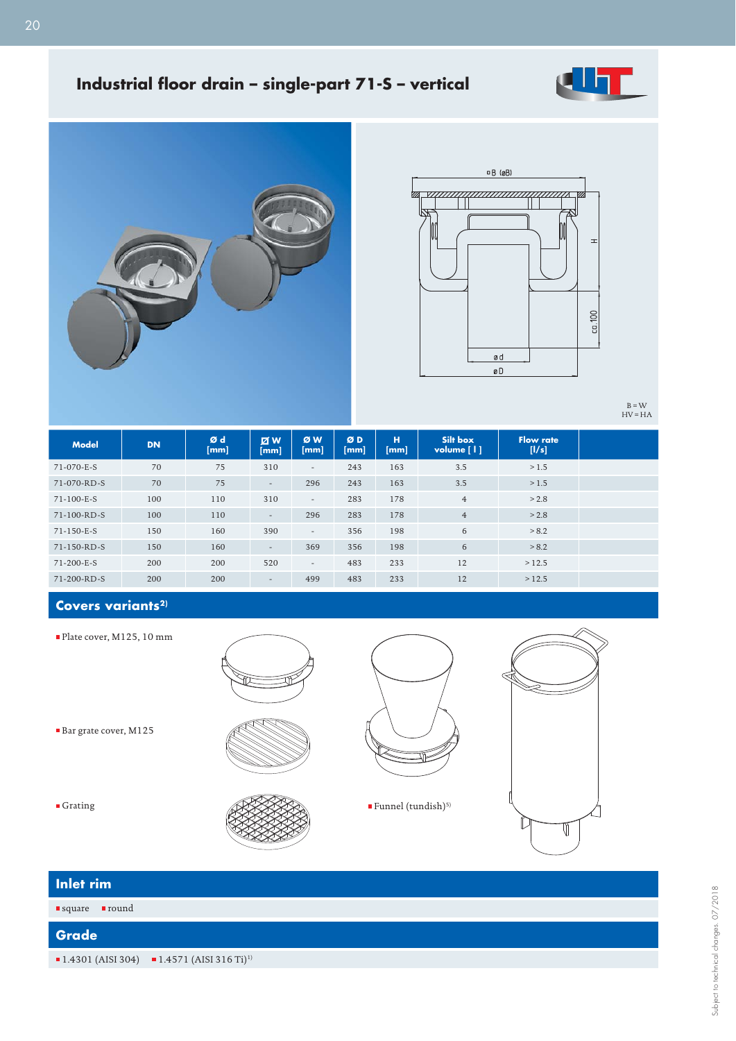# Industrial floor drain – single-part 71-S – vertical

B = W
HV = HA

| Model | DN | Ø d [mm] | ▢ W [mm] | Ø W [mm] | Ø D [mm] | H [mm] | Silt box volume [ l ] | Flow rate [l/s] |
|---|---|---|---|---|---|---|---|---|
| 71-070-E-S | 70 | 75 | 310 | - | 243 | 163 | 3.5 | > 1.5 |
| 71-070-RD-S | 70 | 75 | - | 296 | 243 | 163 | 3.5 | > 1.5 |
| 71-100-E-S | 100 | 110 | 310 | - | 283 | 178 | 4 | > 2.8 |
| 71-100-RD-S | 100 | 110 | - | 296 | 283 | 178 | 4 | > 2.8 |
| 71-150-E-S | 150 | 160 | 390 | - | 356 | 198 | 6 | > 8.2 |
| 71-150-RD-S | 150 | 160 | - | 369 | 356 | 198 | 6 | > 8.2 |
| 71-200-E-S | 200 | 200 | 520 | - | 483 | 233 | 12 | > 12.5 |
| 71-200-RD-S | 200 | 200 | - | 499 | 483 | 233 | 12 | > 12.5 |

## Covers variants[2)]

- Plate cover, M125, 10 mm
- Bar grate cover, M125
- Grating
- Funnel (tundish)[5)]

## Inlet rim

- square
- round

## Grade

- 1.4301 (AISI 304)
- 1.4571 (AISI 316 Ti)[1)]

Subject to technical changes. 07/2018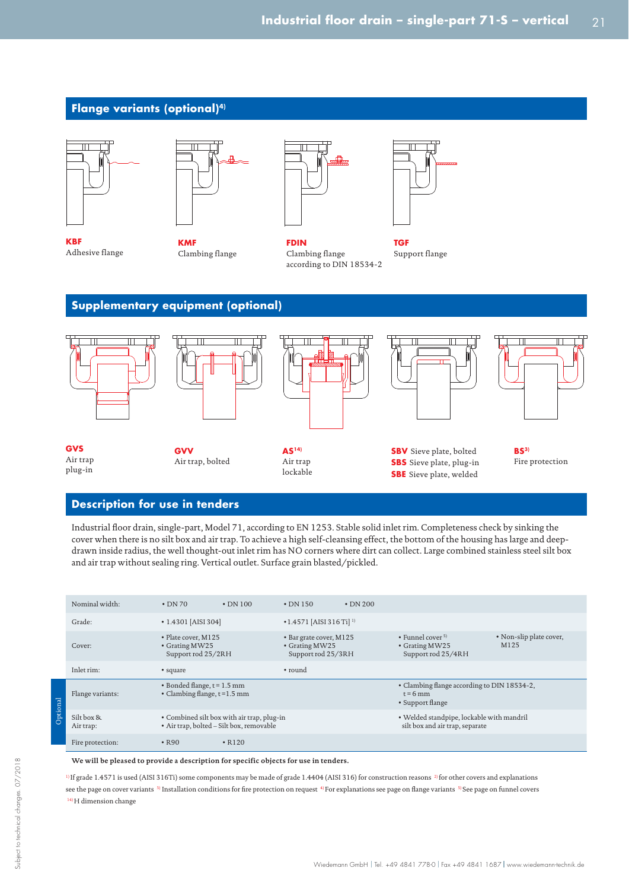## Flange variants (optional)[4)]

**KBF**
Adhesive flange

**KMF**
Clambing flange

**FDIN**
Clambing flange according to DIN 18534-2

**TGF**
Support flange

## Supplementary equipment (optional)

**GVS**
Air trap plug-in

**GVV**
Air trap, bolted

**AS**[14)]
Air trap lockable

**SBV** Sieve plate, bolted
**SBS** Sieve plate, plug-in
**SBE** Sieve plate, welded

**BS**[3)]
Fire protection

## Description for use in tenders

Industrial floor drain, single-part, Model 71, according to EN 1253. Stable solid inlet rim. Completeness check by sinking the cover when there is no silt box and air trap. To achieve a high self-cleansing effect, the bottom of the housing has large and deep-drawn inside radius, the well thought-out inlet rim has NO corners where dirt can collect. Large combined stainless steel silt box and air trap without sealing ring. Vertical outlet. Surface grain blasted/pickled.

| | | | | | | |
|---|---|---|---|---|---|---|
| Nominal width: | • DN 70 | • DN 100 | • DN 150 | • DN 200 | | |
| Grade: | • 1.4301 [AISI 304] | | • 1.4571 [AISI 316 Ti] [1)] | | | |
| Cover: | • Plate cover, M125<br>• Grating MW25<br>Support rod 25/2RH | | • Bar grate cover, M125<br>• Grating MW25<br>Support rod 25/3RH | | • Funnel cover [5)]<br>• Grating MW25<br>Support rod 25/4RH | • Non-slip plate cover, M125 |
| Inlet rim: | • square | | • round | | | |
| Flange variants: (Optional) | • Bonded flange, t = 1.5 mm<br>• Clambing flange, t = 1.5 mm | | | | • Clambing flange according to DIN 18534-2, t = 6 mm<br>• Support flange | |
| Silt box & Air trap: (Optional) | • Combined silt box with air trap, plug-in<br>• Air trap, bolted – Silt box, removable | | | | • Welded standpipe, lockable with mandril silt box and air trap, separate | |
| Fire protection: (Optional) | • R90 | • R120 | | | | |

**We will be pleased to provide a description for specific objects for use in tenders.**

[1)] If grade 1.4571 is used (AISI 316Ti) some components may be made of grade 1.4404 (AISI 316) for construction reasons [2)] for other covers and explanations see the page on cover variants [3)] Installation conditions for fire protection on request [4)] For explanations see page on flange variants [5)] See page on funnel covers
[14)] H dimension change

Subject to technical changes. 07/2018

Wiedemann GmbH | Tel. +49 4841 778-0 | Fax +49 4841 1687 | www.wiedemann-technik.de